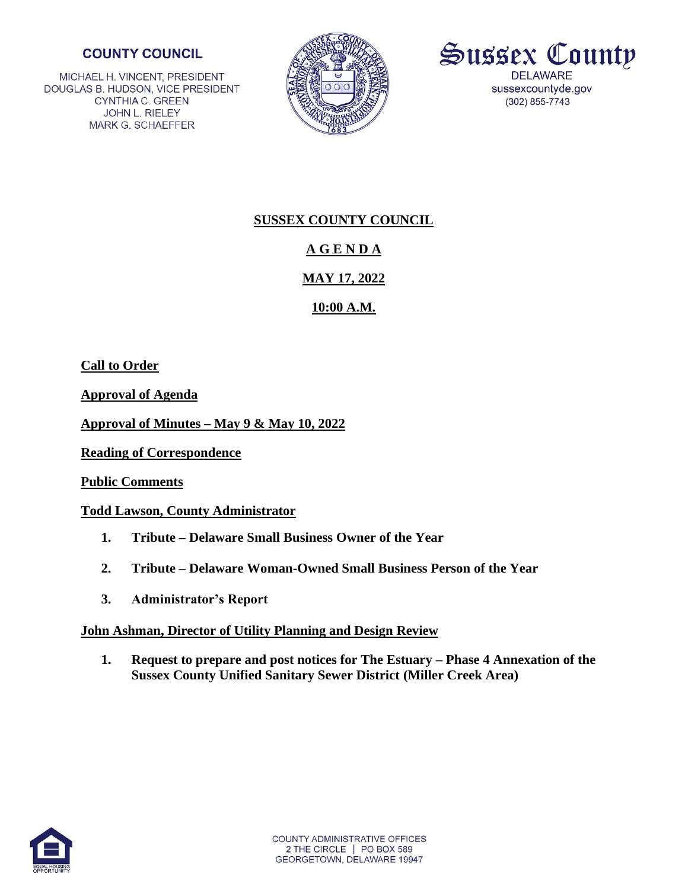**COUNTY COUNCIL**

MICHAEL H. VINCENT, PRESIDENT
DOUGLAS B. HUDSON, VICE PRESIDENT
CYNTHIA C. GREEN
JOHN L. RIELEY
MARK G. SCHAEFFER

**Sussex County**
DELAWARE
sussexcountyde.gov
(302) 855-7743

# SUSSEX COUNTY COUNCIL

## A G E N D A

## MAY 17, 2022

## 10:00 A.M.

**Call to Order**

**Approval of Agenda**

**Approval of Minutes – May 9 & May 10, 2022**

**Reading of Correspondence**

**Public Comments**

**Todd Lawson, County Administrator**

1. **Tribute – Delaware Small Business Owner of the Year**
2. **Tribute – Delaware Woman-Owned Small Business Person of the Year**
3. **Administrator's Report**

**John Ashman, Director of Utility Planning and Design Review**

1. **Request to prepare and post notices for The Estuary – Phase 4 Annexation of the Sussex County Unified Sanitary Sewer District (Miller Creek Area)**

COUNTY ADMINISTRATIVE OFFICES
2 THE CIRCLE | PO BOX 589
GEORGETOWN, DELAWARE 19947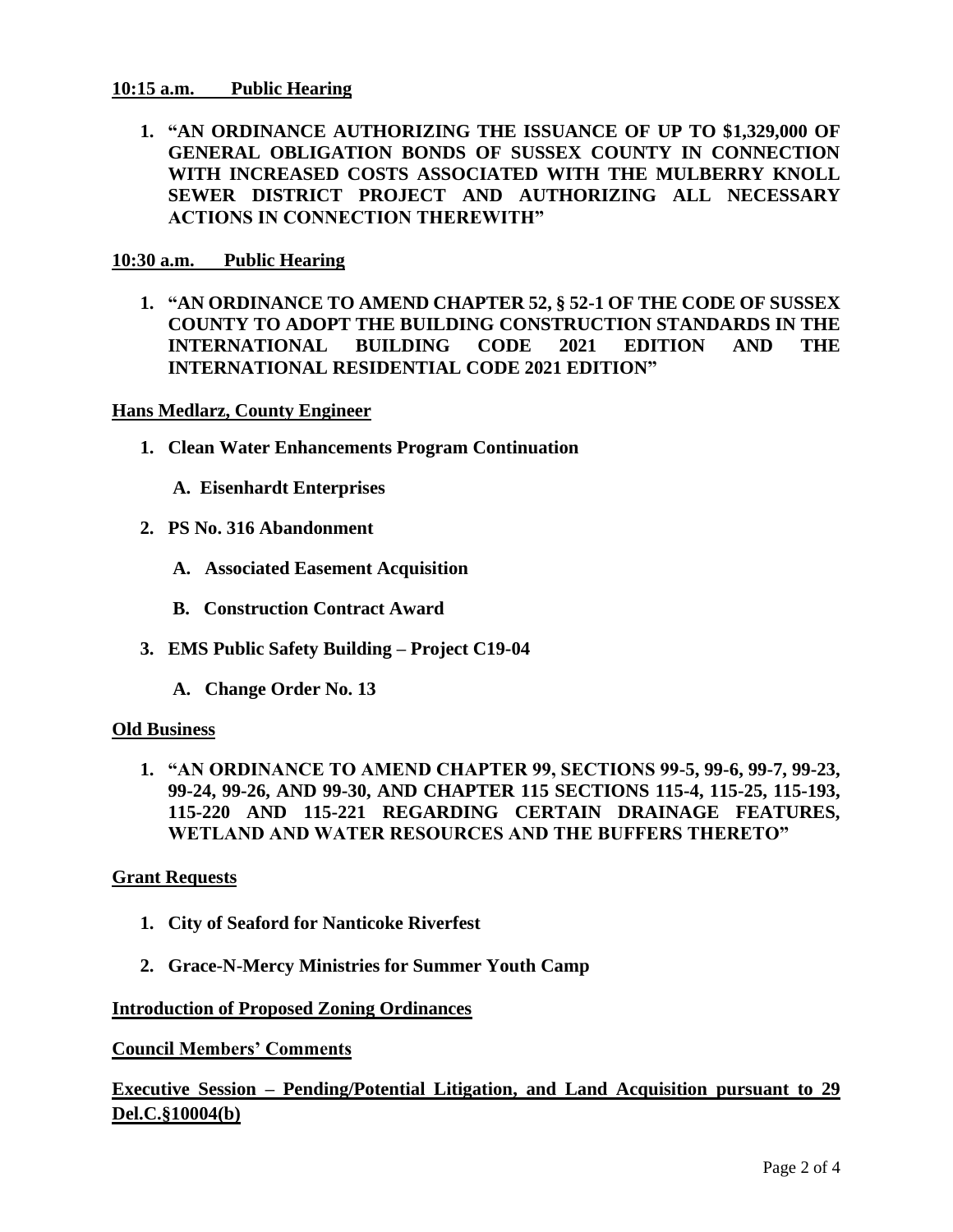**10:15 a.m. Public Hearing**

1. **"AN ORDINANCE AUTHORIZING THE ISSUANCE OF UP TO $1,329,000 OF GENERAL OBLIGATION BONDS OF SUSSEX COUNTY IN CONNECTION WITH INCREASED COSTS ASSOCIATED WITH THE MULBERRY KNOLL SEWER DISTRICT PROJECT AND AUTHORIZING ALL NECESSARY ACTIONS IN CONNECTION THEREWITH"**

**10:30 a.m. Public Hearing**

1. **"AN ORDINANCE TO AMEND CHAPTER 52, § 52-1 OF THE CODE OF SUSSEX COUNTY TO ADOPT THE BUILDING CONSTRUCTION STANDARDS IN THE INTERNATIONAL BUILDING CODE 2021 EDITION AND THE INTERNATIONAL RESIDENTIAL CODE 2021 EDITION"**

**Hans Medlarz, County Engineer**

1. **Clean Water Enhancements Program Continuation**

   A. **Eisenhardt Enterprises**

2. **PS No. 316 Abandonment**

   A. **Associated Easement Acquisition**

   B. **Construction Contract Award**

3. **EMS Public Safety Building – Project C19-04**

   A. **Change Order No. 13**

**Old Business**

1. **"AN ORDINANCE TO AMEND CHAPTER 99, SECTIONS 99-5, 99-6, 99-7, 99-23, 99-24, 99-26, AND 99-30, AND CHAPTER 115 SECTIONS 115-4, 115-25, 115-193, 115-220 AND 115-221 REGARDING CERTAIN DRAINAGE FEATURES, WETLAND AND WATER RESOURCES AND THE BUFFERS THERETO"**

**Grant Requests**

1. **City of Seaford for Nanticoke Riverfest**

2. **Grace-N-Mercy Ministries for Summer Youth Camp**

**Introduction of Proposed Zoning Ordinances**

**Council Members' Comments**

**Executive Session – Pending/Potential Litigation, and Land Acquisition pursuant to 29 Del.C.§10004(b)**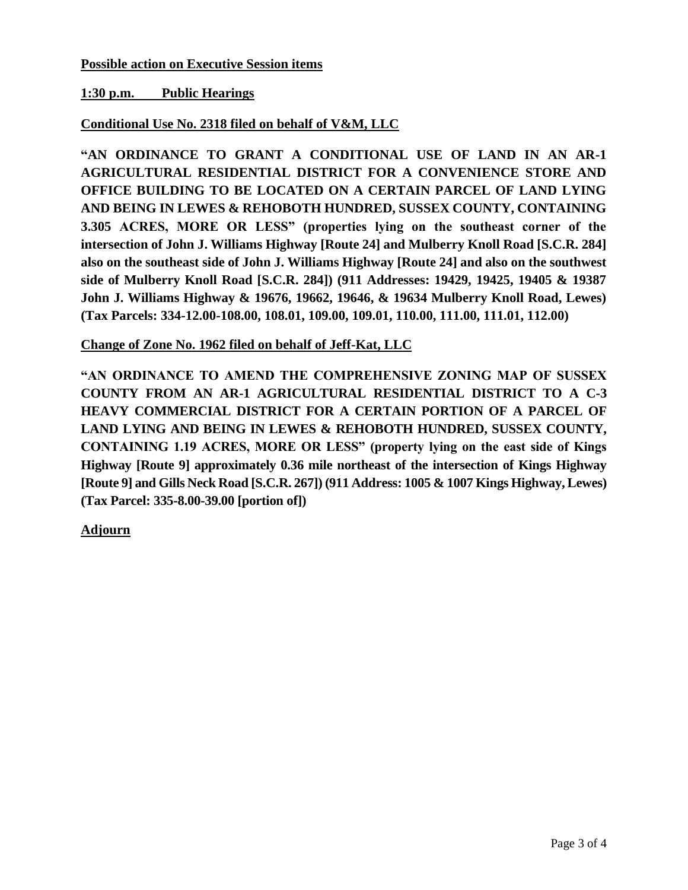**Possible action on Executive Session items**

**1:30 p.m. Public Hearings**

**Conditional Use No. 2318 filed on behalf of V&M, LLC**

**"AN ORDINANCE TO GRANT A CONDITIONAL USE OF LAND IN AN AR-1 AGRICULTURAL RESIDENTIAL DISTRICT FOR A CONVENIENCE STORE AND OFFICE BUILDING TO BE LOCATED ON A CERTAIN PARCEL OF LAND LYING AND BEING IN LEWES & REHOBOTH HUNDRED, SUSSEX COUNTY, CONTAINING 3.305 ACRES, MORE OR LESS" (properties lying on the southeast corner of the intersection of John J. Williams Highway [Route 24] and Mulberry Knoll Road [S.C.R. 284] also on the southeast side of John J. Williams Highway [Route 24] and also on the southwest side of Mulberry Knoll Road [S.C.R. 284]) (911 Addresses: 19429, 19425, 19405 & 19387 John J. Williams Highway & 19676, 19662, 19646, & 19634 Mulberry Knoll Road, Lewes) (Tax Parcels: 334-12.00-108.00, 108.01, 109.00, 109.01, 110.00, 111.00, 111.01, 112.00)**

**Change of Zone No. 1962 filed on behalf of Jeff-Kat, LLC**

**"AN ORDINANCE TO AMEND THE COMPREHENSIVE ZONING MAP OF SUSSEX COUNTY FROM AN AR-1 AGRICULTURAL RESIDENTIAL DISTRICT TO A C-3 HEAVY COMMERCIAL DISTRICT FOR A CERTAIN PORTION OF A PARCEL OF LAND LYING AND BEING IN LEWES & REHOBOTH HUNDRED, SUSSEX COUNTY, CONTAINING 1.19 ACRES, MORE OR LESS" (property lying on the east side of Kings Highway [Route 9] approximately 0.36 mile northeast of the intersection of Kings Highway [Route 9] and Gills Neck Road [S.C.R. 267]) (911 Address: 1005 & 1007 Kings Highway, Lewes) (Tax Parcel: 335-8.00-39.00 [portion of])**

**Adjourn**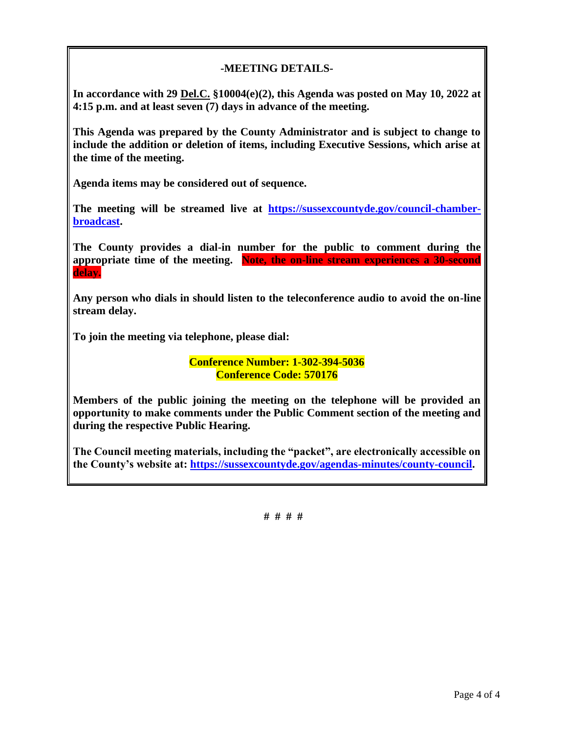## -MEETING DETAILS-

**In accordance with 29 Del.C. §10004(e)(2), this Agenda was posted on May 10, 2022 at 4:15 p.m. and at least seven (7) days in advance of the meeting.**

**This Agenda was prepared by the County Administrator and is subject to change to include the addition or deletion of items, including Executive Sessions, which arise at the time of the meeting.**

**Agenda items may be considered out of sequence.**

**The meeting will be streamed live at [https://sussexcountyde.gov/council-chamber-broadcast](https://sussexcountyde.gov/council-chamber-broadcast).**

**The County provides a dial-in number for the public to comment during the appropriate time of the meeting. Note, the on-line stream experiences a 30-second delay.**

**Any person who dials in should listen to the teleconference audio to avoid the on-line stream delay.**

**To join the meeting via telephone, please dial:**

**Conference Number: 1-302-394-5036**
**Conference Code: 570176**

**Members of the public joining the meeting on the telephone will be provided an opportunity to make comments under the Public Comment section of the meeting and during the respective Public Hearing.**

**The Council meeting materials, including the "packet", are electronically accessible on the County's website at: [https://sussexcountyde.gov/agendas-minutes/county-council](https://sussexcountyde.gov/agendas-minutes/county-council).**

# # # #